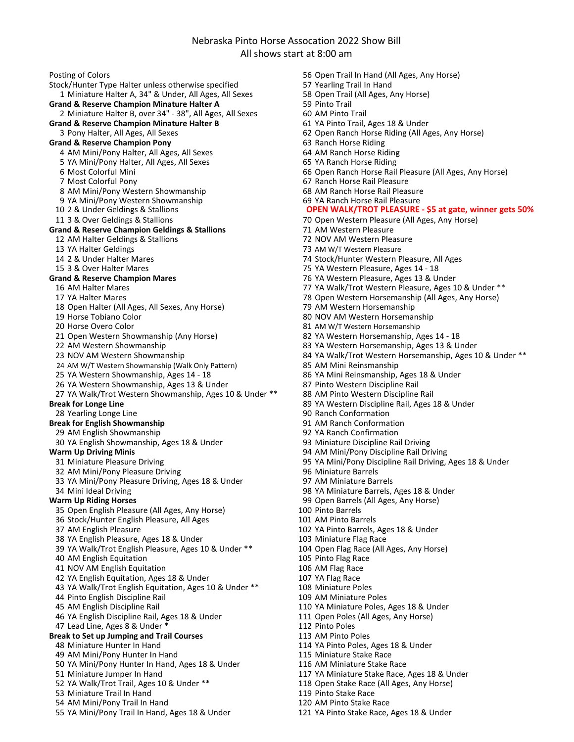# Nebraska Pinto Horse Assocation 2022 Show Bill

All shows start at 8:00 am

Posting of Colors

Stock/Hunter Type Halter unless otherwise specified

1 Miniature Halter A, 34" & Under, All Ages, All Sexes

**Grand & Reserve Champion Minature Halter A**

2 Miniature Halter B, over 34" - 38", All Ages, All Sexes

**Grand & Reserve Champion Minature Halter B**

3 Pony Halter, All Ages, All Sexes

**Grand & Reserve Champion Pony**

4 AM Mini/Pony Halter, All Ages, All Sexes

5 YA Mini/Pony Halter, All Ages, All Sexes

6 Most Colorful Mini

7 Most Colorful Pony

8 AM Mini/Pony Western Showmanship

9 YA Mini/Pony Western Showmanship

10 2 & Under Geldings & Stallions

11 3 & Over Geldings & Stallions

**Grand & Reserve Champion Geldings & Stallions**

12 AM Halter Geldings & Stallions

13 YA Halter Geldings

14 2 & Under Halter Mares

15 3 & Over Halter Mares

**Grand & Reserve Champion Mares**

16 AM Halter Mares

17 YA Halter Mares

18 Open Halter (All Ages, All Sexes, Any Horse)

19 Horse Tobiano Color

20 Horse Overo Color

21 Open Western Showmanship (Any Horse)

22 AM Western Showmanship

23 NOV AM Western Showmanship

24 AM W/T Western Showmanship (Walk Only Pattern)

25 YA Western Showmanship, Ages 14 - 18

26 YA Western Showmanship, Ages 13 & Under

27 YA Walk/Trot Western Showmanship, Ages 10 & Under **

**Break for Longe Line**

28 Yearling Longe Line

**Break for English Showmanship**

29 AM English Showmanship

30 YA English Showmanship, Ages 18 & Under

**Warm Up Driving Minis**

31 Miniature Pleasure Driving

32 AM Mini/Pony Pleasure Driving

33 YA Mini/Pony Pleasure Driving, Ages 18 & Under

34 Mini Ideal Driving

**Warm Up Riding Horses**

35 Open English Pleasure (All Ages, Any Horse)

36 Stock/Hunter English Pleasure, All Ages

37 AM English Pleasure

38 YA English Pleasure, Ages 18 & Under

39 YA Walk/Trot English Pleasure, Ages 10 & Under **

40 AM English Equitation

41 NOV AM English Equitation

42 YA English Equitation, Ages 18 & Under

43 YA Walk/Trot English Equitation, Ages 10 & Under **

44 Pinto English Discipline Rail

45 AM English Discipline Rail

46 YA English Discipline Rail, Ages 18 & Under

47 Lead Line, Ages 8 & Under *

**Break to Set up Jumping and Trail Courses**

48 Miniature Hunter In Hand

49 AM Mini/Pony Hunter In Hand

50 YA Mini/Pony Hunter In Hand, Ages 18 & Under

51 Miniature Jumper In Hand

52 YA Walk/Trot Trail, Ages 10 & Under **

53 Miniature Trail In Hand

54 AM Mini/Pony Trail In Hand

55 YA Mini/Pony Trail In Hand, Ages 18 & Under

56 Open Trail In Hand (All Ages, Any Horse)

57 Yearling Trail In Hand

58 Open Trail (All Ages, Any Horse)

59 Pinto Trail

60 AM Pinto Trail

61 YA Pinto Trail, Ages 18 & Under

62 Open Ranch Horse Riding (All Ages, Any Horse)

63 Ranch Horse Riding

64 AM Ranch Horse Riding

65 YA Ranch Horse Riding

66 Open Ranch Horse Rail Pleasure (All Ages, Any Horse)

67 Ranch Horse Rail Pleasure

68 AM Ranch Horse Rail Pleasure

69 YA Ranch Horse Rail Pleasure

**OPEN WALK/TROT PLEASURE - $5 at gate, winner gets 50%**

70 Open Western Pleasure (All Ages, Any Horse)

71 AM Western Pleasure

72 NOV AM Western Pleasure

73 AM W/T Western Pleasure

74 Stock/Hunter Western Pleasure, All Ages

75 YA Western Pleasure, Ages 14 - 18

76 YA Western Pleasure, Ages 13 & Under

77 YA Walk/Trot Western Pleasure, Ages 10 & Under **

78 Open Western Horsemanship (All Ages, Any Horse)

79 AM Western Horsemanship

80 NOV AM Western Horsemanship

81 AM W/T Western Horsemanship

82 YA Western Horsemanship, Ages 14 - 18

83 YA Western Horsemanship, Ages 13 & Under

84 YA Walk/Trot Western Horsemanship, Ages 10 & Under **

85 AM Mini Reinsmanship

86 YA Mini Reinsmanship, Ages 18 & Under

87 Pinto Western Discipline Rail

88 AM Pinto Western Discipline Rail

89 YA Western Discipline Rail, Ages 18 & Under

90 Ranch Conformation

91 AM Ranch Conformation

92 YA Ranch Confirmation

93 Miniature Discipline Rail Driving

94 AM Mini/Pony Discipline Rail Driving

95 YA Mini/Pony Discipline Rail Driving, Ages 18 & Under

96 Miniature Barrels

97 AM Miniature Barrels

98 YA Miniature Barrels, Ages 18 & Under

99 Open Barrels (All Ages, Any Horse)

100 Pinto Barrels

101 AM Pinto Barrels

102 YA Pinto Barrels, Ages 18 & Under

103 Miniature Flag Race

104 Open Flag Race (All Ages, Any Horse)

105 Pinto Flag Race

106 AM Flag Race

107 YA Flag Race

108 Miniature Poles

109 AM Miniature Poles

110 YA Miniature Poles, Ages 18 & Under

111 Open Poles (All Ages, Any Horse)

112 Pinto Poles

113 AM Pinto Poles

114 YA Pinto Poles, Ages 18 & Under

115 Miniature Stake Race

116 AM Miniature Stake Race

117 YA Miniature Stake Race, Ages 18 & Under

118 Open Stake Race (All Ages, Any Horse)

119 Pinto Stake Race

120 AM Pinto Stake Race

121 YA Pinto Stake Race, Ages 18 & Under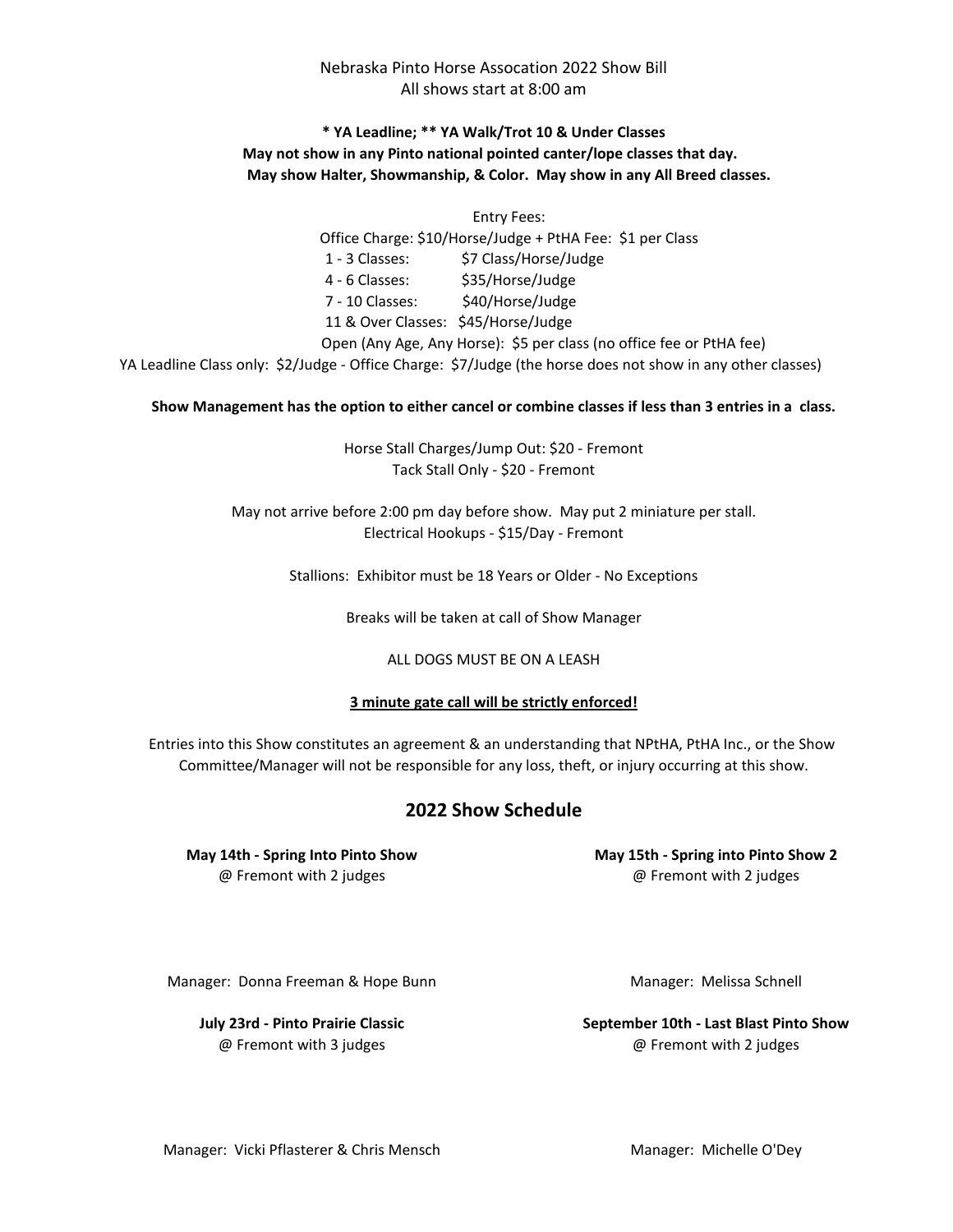Nebraska Pinto Horse Assocation 2022 Show Bill
All shows start at 8:00 am

**\* YA Leadline; \*\* YA Walk/Trot 10 & Under Classes**
**May not show in any Pinto national pointed canter/lope classes that day.**
**May show Halter, Showmanship, & Color. May show in any All Breed classes.**

Entry Fees:
Office Charge: $10/Horse/Judge + PtHA Fee: $1 per Class

| | |
|---|---|
| 1 - 3 Classes: | $7 Class/Horse/Judge |
| 4 - 6 Classes: | $35/Horse/Judge |
| 7 - 10 Classes: | $40/Horse/Judge |
| 11 & Over Classes: | $45/Horse/Judge |

Open (Any Age, Any Horse): $5 per class (no office fee or PtHA fee)
YA Leadline Class only: $2/Judge - Office Charge: $7/Judge (the horse does not show in any other classes)

**Show Management has the option to either cancel or combine classes if less than 3 entries in a class.**

Horse Stall Charges/Jump Out: $20 - Fremont
Tack Stall Only - $20 - Fremont

May not arrive before 2:00 pm day before show. May put 2 miniature per stall.
Electrical Hookups - $15/Day - Fremont

Stallions: Exhibitor must be 18 Years or Older - No Exceptions

Breaks will be taken at call of Show Manager

ALL DOGS MUST BE ON A LEASH

**3 minute gate call will be strictly enforced!**

Entries into this Show constitutes an agreement & an understanding that NPtHA, PtHA Inc., or the Show Committee/Manager will not be responsible for any loss, theft, or injury occurring at this show.

## 2022 Show Schedule

**May 14th - Spring Into Pinto Show**
@ Fremont with 2 judges

Manager: Donna Freeman & Hope Bunn

**May 15th - Spring into Pinto Show 2**
@ Fremont with 2 judges

Manager: Melissa Schnell

**July 23rd - Pinto Prairie Classic**
@ Fremont with 3 judges

Manager: Vicki Pflasterer & Chris Mensch

**September 10th - Last Blast Pinto Show**
@ Fremont with 2 judges

Manager: Michelle O'Dey